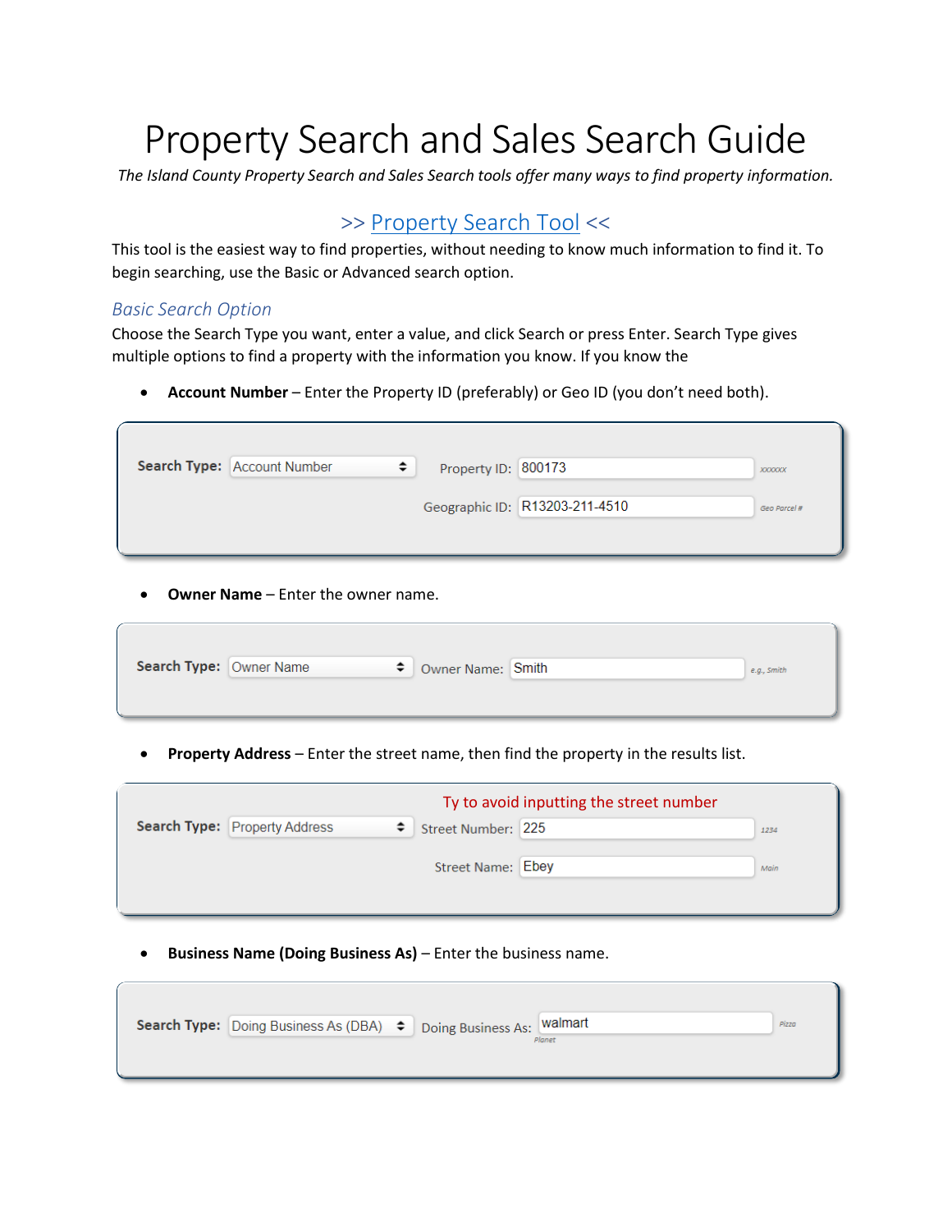# Property Search and Sales Search Guide

*The Island County Property Search and Sales Search tools offer many ways to find property information.*

## >> Property Search Tool <<

This tool is the easiest way to find properties, without needing to know much information to find it. To begin searching, use the Basic or Advanced search option.

### *Basic Search Option*

Choose the Search Type you want, enter a value, and click Search or press Enter. Search Type gives multiple options to find a property with the information you know. If you know the

- **Account Number** – Enter the Property ID (preferably) or Geo ID (you don't need both).

Search Type: Account Number | Property ID: 800173 (xxxxxx) | Geographic ID: R13203-211-4510 (Geo Parcel #)

- **Owner Name** – Enter the owner name.

Search Type: Owner Name | Owner Name: Smith (e.g., Smith)

- **Property Address** – Enter the street name, then find the property in the results list.

Ty to avoid inputting the street number

Search Type: Property Address | Street Number: 225 (1234) | Street Name: Ebey (Main)

- **Business Name (Doing Business As)** – Enter the business name.

Search Type: Doing Business As (DBA) | Doing Business As: walmart (Pizza Planet)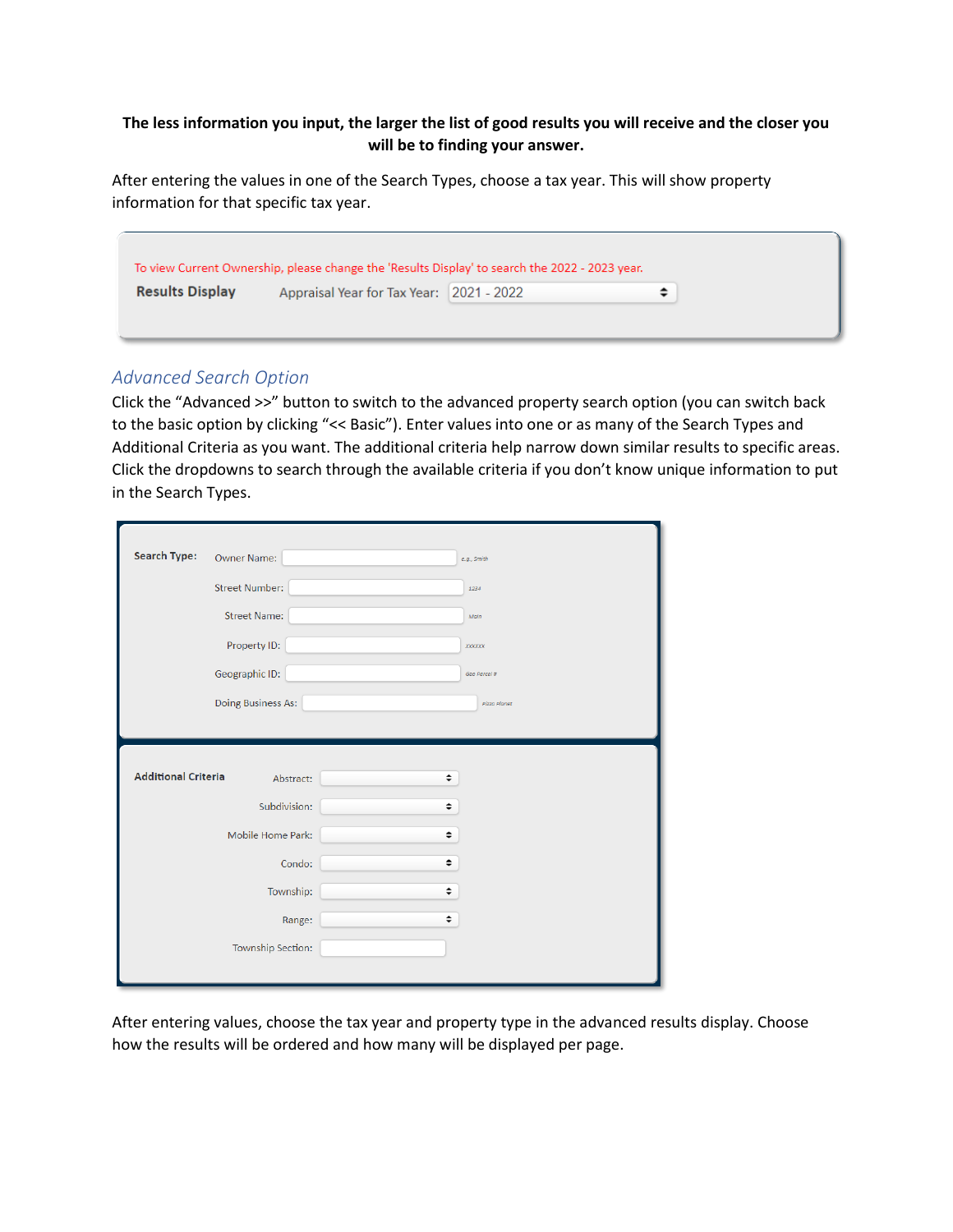**The less information you input, the larger the list of good results you will receive and the closer you will be to finding your answer.**

After entering the values in one of the Search Types, choose a tax year. This will show property information for that specific tax year.

To view Current Ownership, please change the 'Results Display' to search the 2022 - 2023 year.

**Results Display** Appraisal Year for Tax Year: 2021 - 2022

## *Advanced Search Option*

Click the "Advanced >>" button to switch to the advanced property search option (you can switch back to the basic option by clicking "<< Basic"). Enter values into one or as many of the Search Types and Additional Criteria as you want. The additional criteria help narrow down similar results to specific areas. Click the dropdowns to search through the available criteria if you don't know unique information to put in the Search Types.

**Search Type:**

- Owner Name: (e.g., Smith)
- Street Number: (1234)
- Street Name: (Main)
- Property ID: (XXXXXX)
- Geographic ID: (Geo Parcel #)
- Doing Business As: (Pizza Planet)

**Additional Criteria**

- Abstract:
- Subdivision:
- Mobile Home Park:
- Condo:
- Township:
- Range:
- Township Section:

After entering values, choose the tax year and property type in the advanced results display. Choose how the results will be ordered and how many will be displayed per page.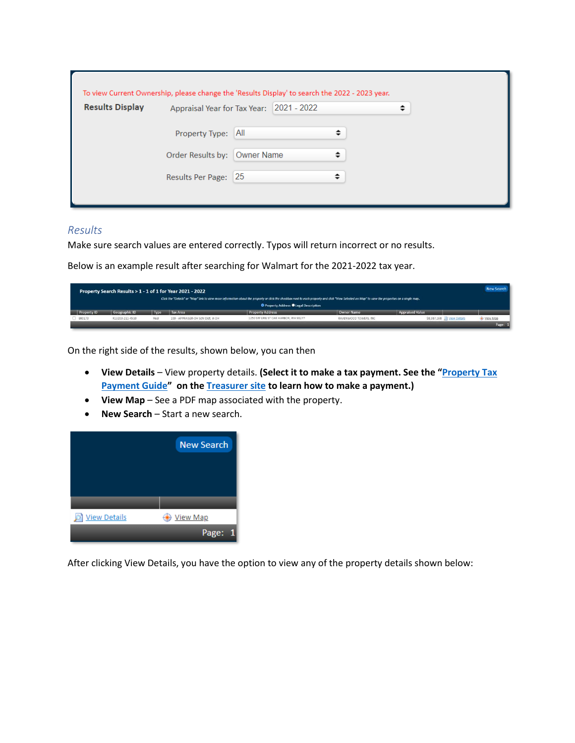To view Current Ownership, please change the 'Results Display' to search the 2022 - 2023 year.

**Results Display**

Appraisal Year for Tax Year: 2021 - 2022

Property Type: All

Order Results by: Owner Name

Results Per Page: 25

## *Results*

Make sure search values are entered correctly. Typos will return incorrect or no results.

Below is an example result after searching for Walmart for the 2021-2022 tax year.

**Property Search Results > 1 - 1 of 1 for Year 2021 - 2022**

New Search

Click the "Details" or "Map" link to view more information about the property or click the checkbox next to each property and click "View Selected on Map" to view the properties on a single map.

Property Address / Legal Description

| Property ID | Geographic ID | Type | Tax Area | Property Address | Owner Name | Appraised Value | | |
|---|---|---|---|---|---|---|---|---|
| 800173 | R13203-211-4510 | Real | 100 - APPRAISER-OH Schl Dist. in OH | 1250 SW ERIE ST OAK HARBOR, WA 98277 | RAVENWOOD TOWERS, INC | 58,387,168 | View Details | View Map |

Page: 1

On the right side of the results, shown below, you can then

- **View Details** – View property details. **(Select it to make a tax payment. See the "Property Tax Payment Guide" on the Treasurer site to learn how to make a payment.)**
- **View Map** – See a PDF map associated with the property.
- **New Search** – Start a new search.

New Search

View Details View Map

Page: 1

After clicking View Details, you have the option to view any of the property details shown below: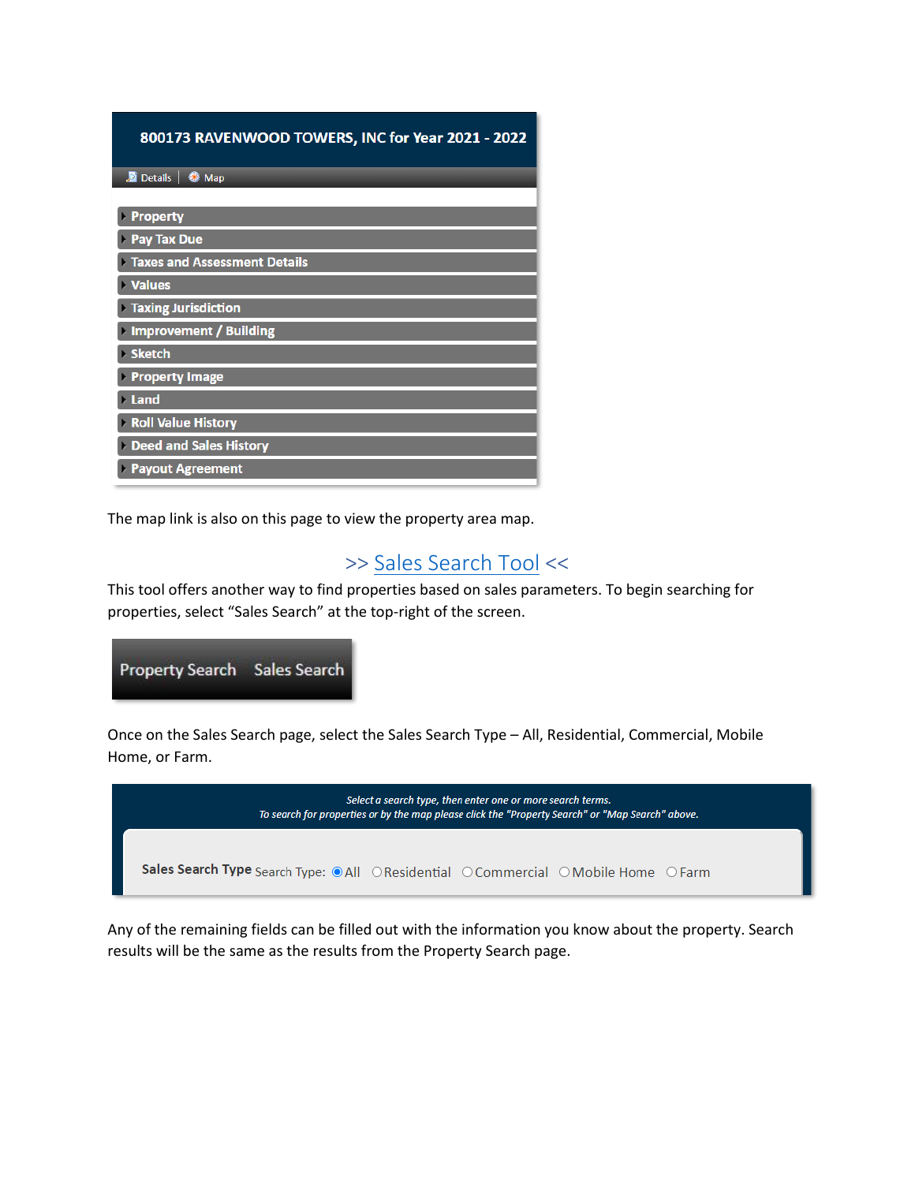800173 RAVENWOOD TOWERS, INC for Year 2021 - 2022

Details | Map

- Property
- Pay Tax Due
- Taxes and Assessment Details
- Values
- Taxing Jurisdiction
- Improvement / Building
- Sketch
- Property Image
- Land
- Roll Value History
- Deed and Sales History
- Payout Agreement

The map link is also on this page to view the property area map.

## >> Sales Search Tool <<

This tool offers another way to find properties based on sales parameters. To begin searching for properties, select “Sales Search” at the top-right of the screen.

Property Search    Sales Search

Once on the Sales Search page, select the Sales Search Type – All, Residential, Commercial, Mobile Home, or Farm.

*Select a search type, then enter one or more search terms.*
*To search for properties or by the map please click the "Property Search" or "Map Search" above.*

**Sales Search Type** Search Type: ◉ All ○ Residential ○ Commercial ○ Mobile Home ○ Farm

Any of the remaining fields can be filled out with the information you know about the property. Search results will be the same as the results from the Property Search page.